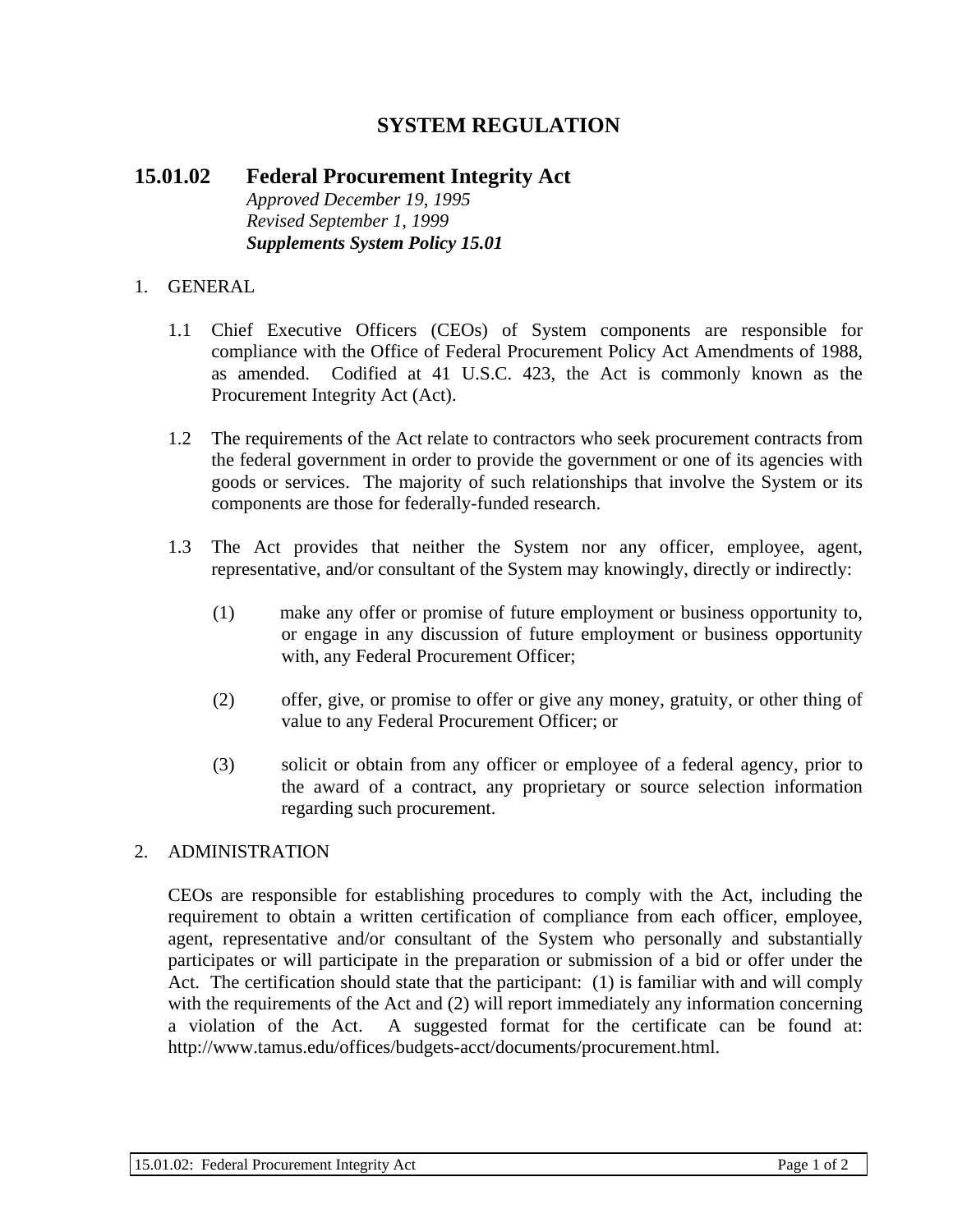# SYSTEM REGULATION

## 15.01.02 Federal Procurement Integrity Act

*Approved December 19, 1995*
*Revised September 1, 1999*
***Supplements System Policy 15.01***

1. GENERAL

   1.1 Chief Executive Officers (CEOs) of System components are responsible for compliance with the Office of Federal Procurement Policy Act Amendments of 1988, as amended. Codified at 41 U.S.C. 423, the Act is commonly known as the Procurement Integrity Act (Act).

   1.2 The requirements of the Act relate to contractors who seek procurement contracts from the federal government in order to provide the government or one of its agencies with goods or services. The majority of such relationships that involve the System or its components are those for federally-funded research.

   1.3 The Act provides that neither the System nor any officer, employee, agent, representative, and/or consultant of the System may knowingly, directly or indirectly:

      (1) make any offer or promise of future employment or business opportunity to, or engage in any discussion of future employment or business opportunity with, any Federal Procurement Officer;

      (2) offer, give, or promise to offer or give any money, gratuity, or other thing of value to any Federal Procurement Officer; or

      (3) solicit or obtain from any officer or employee of a federal agency, prior to the award of a contract, any proprietary or source selection information regarding such procurement.

2. ADMINISTRATION

   CEOs are responsible for establishing procedures to comply with the Act, including the requirement to obtain a written certification of compliance from each officer, employee, agent, representative and/or consultant of the System who personally and substantially participates or will participate in the preparation or submission of a bid or offer under the Act. The certification should state that the participant: (1) is familiar with and will comply with the requirements of the Act and (2) will report immediately any information concerning a violation of the Act. A suggested format for the certificate can be found at: http://www.tamus.edu/offices/budgets-acct/documents/procurement.html.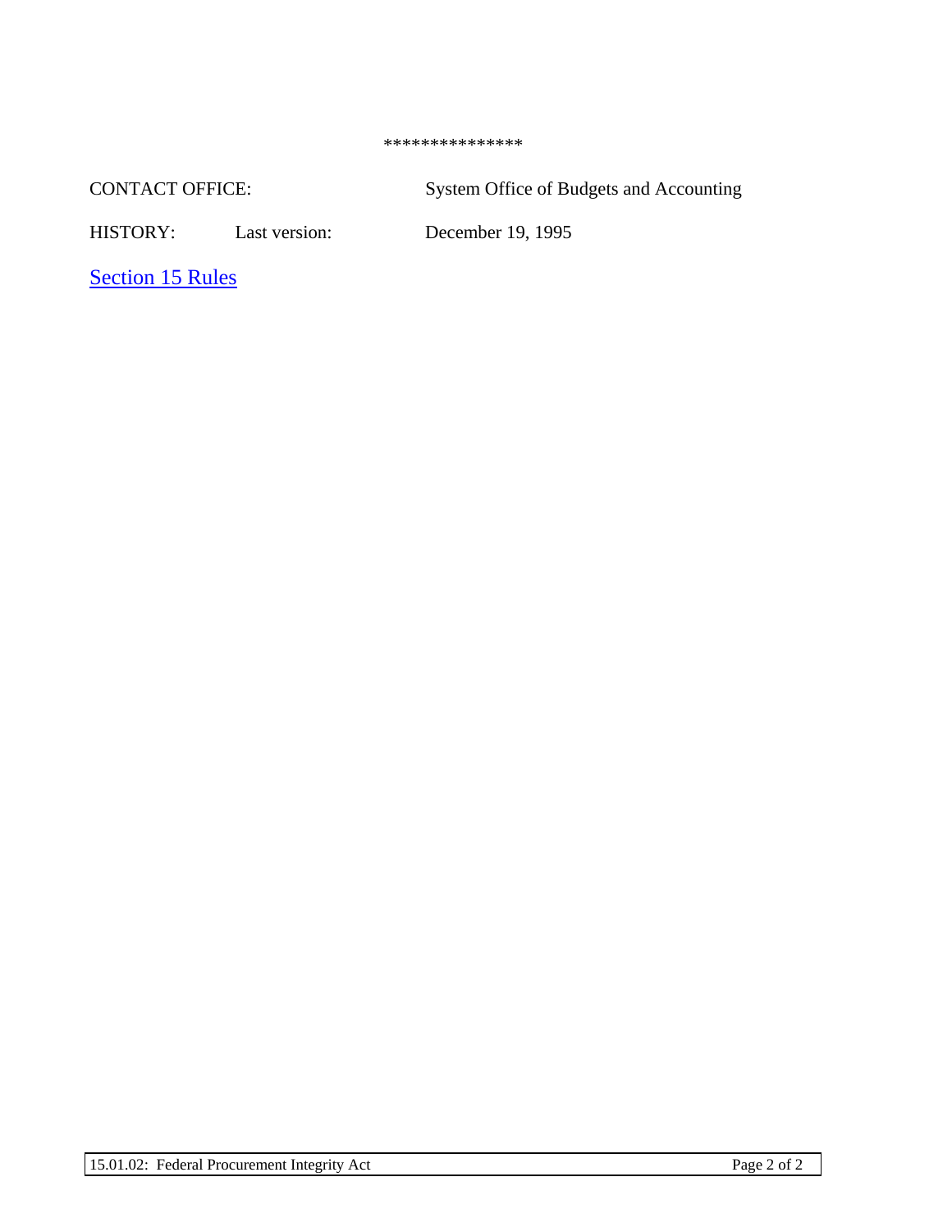\*\*\*\*\*\*\*\*\*\*\*\*\*\*\*

| | |
|---|---|
| CONTACT OFFICE: | System Office of Budgets and Accounting |
| HISTORY: Last version: | December 19, 1995 |

Section 15 Rules